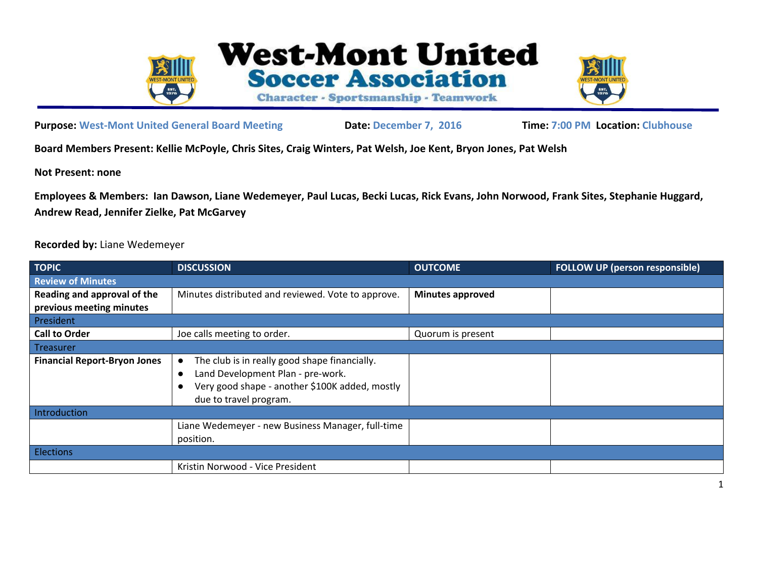# West-Mont United Soccer Association

**Character - Sportsmanship - Teamwork**

**Purpose:** West-Mont United General Board Meeting **Date:** December 7, 2016 **Time:** 7:00 PM **Location:** Clubhouse

**Board Members Present: Kellie McPoyle, Chris Sites, Craig Winters, Pat Welsh, Joe Kent, Bryon Jones, Pat Welsh**

**Not Present: none**

**Employees & Members: Ian Dawson, Liane Wedemeyer, Paul Lucas, Becki Lucas, Rick Evans, John Norwood, Frank Sites, Stephanie Huggard, Andrew Read, Jennifer Zielke, Pat McGarvey**

**Recorded by:** Liane Wedemeyer

| TOPIC | DISCUSSION | OUTCOME | FOLLOW UP (person responsible) |
|---|---|---|---|
| **Review of Minutes** | | | |
| **Reading and approval of the previous meeting minutes** | Minutes distributed and reviewed. Vote to approve. | **Minutes approved** | |
| President | | | |
| **Call to Order** | Joe calls meeting to order. | Quorum is present | |
| Treasurer | | | |
| **Financial Report-Bryon Jones** | • The club is in really good shape financially.<br>• Land Development Plan - pre-work.<br>• Very good shape - another $100K added, mostly due to travel program. | | |
| Introduction | | | |
| | Liane Wedemeyer - new Business Manager, full-time position. | | |
| Elections | | | |
| | Kristin Norwood - Vice President | | |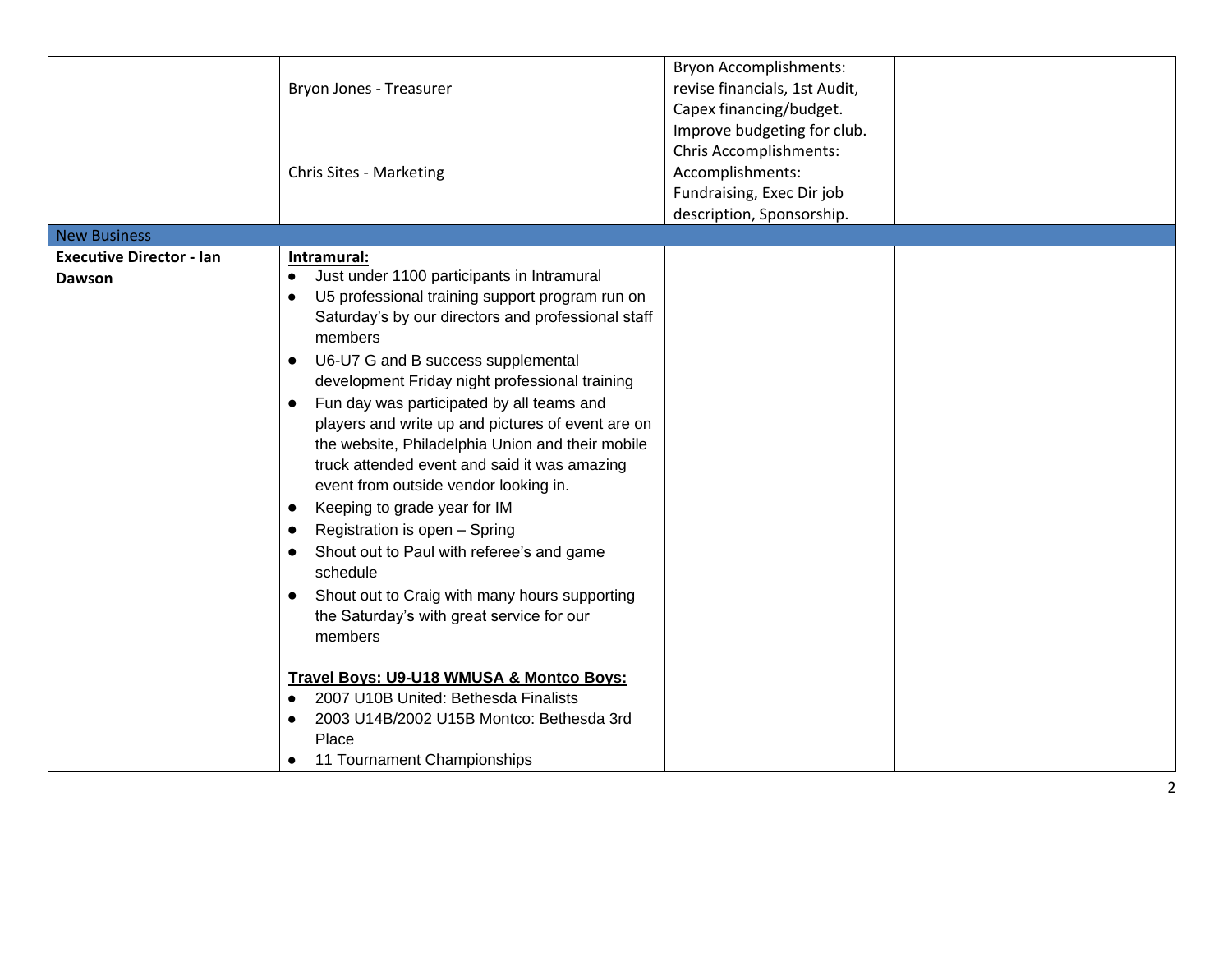| | | | |
|---|---|---|---|
| | Bryon Jones - Treasurer<br><br><br><br>Chris Sites - Marketing | Bryon Accomplishments: revise financials, 1st Audit, Capex financing/budget. Improve budgeting for club.<br>Chris Accomplishments: Accomplishments: Fundraising, Exec Dir job description, Sponsorship. | |
| New Business | | | |
| **Executive Director - Ian Dawson** | **Intramural:**<br>• Just under 1100 participants in Intramural<br>• U5 professional training support program run on Saturday's by our directors and professional staff members<br>• U6-U7 G and B success supplemental development Friday night professional training<br>• Fun day was participated by all teams and players and write up and pictures of event are on the website, Philadelphia Union and their mobile truck attended event and said it was amazing event from outside vendor looking in.<br>• Keeping to grade year for IM<br>• Registration is open – Spring<br>• Shout out to Paul with referee's and game schedule<br>• Shout out to Craig with many hours supporting the Saturday's with great service for our members<br><br>**Travel Boys: U9-U18 WMUSA & Montco Boys:**<br>• 2007 U10B United: Bethesda Finalists<br>• 2003 U14B/2002 U15B Montco: Bethesda 3rd Place<br>• 11 Tournament Championships | | |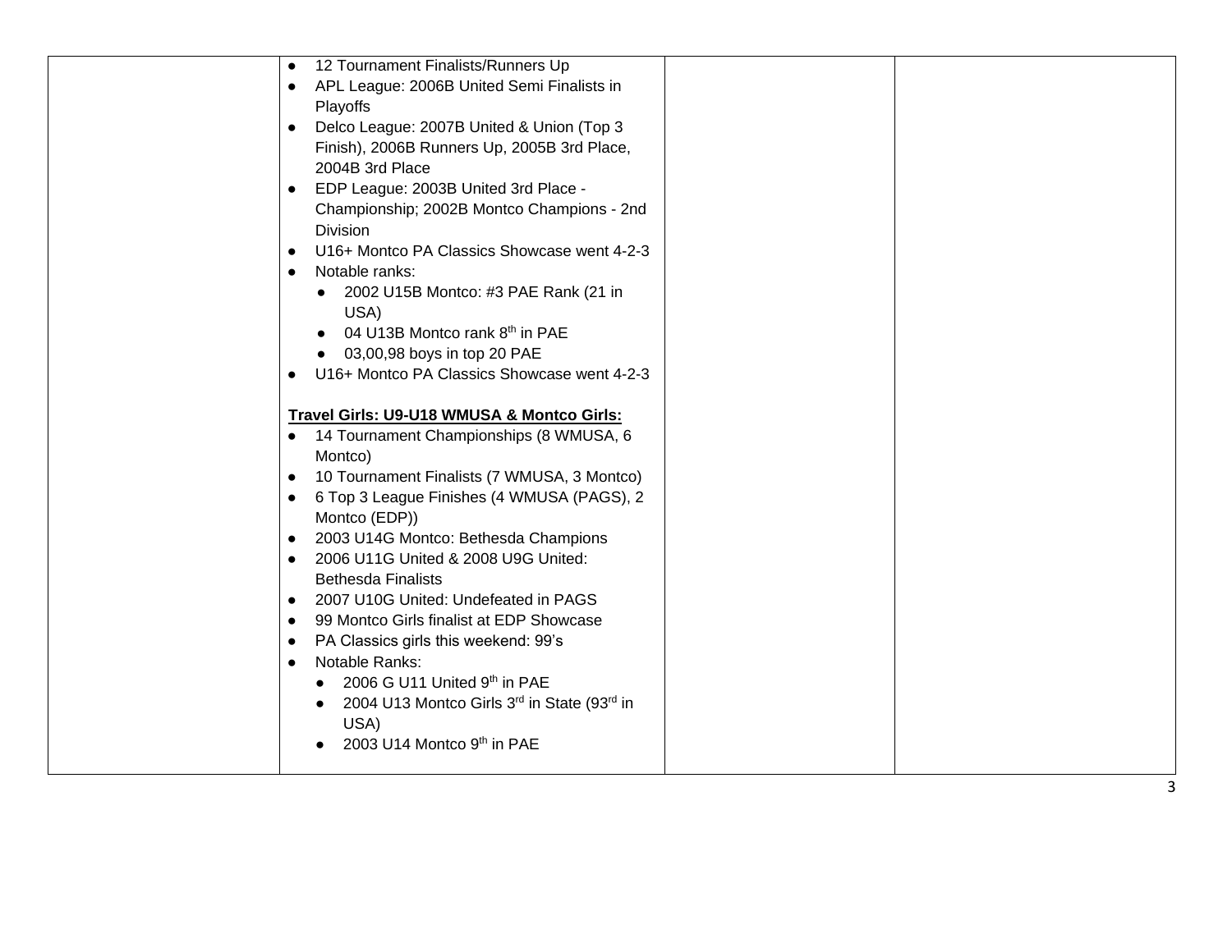| | | | |
|---|---|---|---|
| | • 12 Tournament Finalists/Runners Up<br>• APL League: 2006B United Semi Finalists in Playoffs<br>• Delco League: 2007B United & Union (Top 3 Finish), 2006B Runners Up, 2005B 3rd Place, 2004B 3rd Place<br>• EDP League: 2003B United 3rd Place - Championship; 2002B Montco Champions - 2nd Division<br>• U16+ Montco PA Classics Showcase went 4-2-3<br>• Notable ranks:<br>&nbsp;&nbsp;&nbsp;&nbsp;• 2002 U15B Montco: #3 PAE Rank (21 in USA)<br>&nbsp;&nbsp;&nbsp;&nbsp;• 04 U13B Montco rank 8th in PAE<br>&nbsp;&nbsp;&nbsp;&nbsp;• 03,00,98 boys in top 20 PAE<br>• U16+ Montco PA Classics Showcase went 4-2-3<br><br>**Travel Girls: U9-U18 WMUSA & Montco Girls:**<br>• 14 Tournament Championships (8 WMUSA, 6 Montco)<br>• 10 Tournament Finalists (7 WMUSA, 3 Montco)<br>• 6 Top 3 League Finishes (4 WMUSA (PAGS), 2 Montco (EDP))<br>• 2003 U14G Montco: Bethesda Champions<br>• 2006 U11G United & 2008 U9G United: Bethesda Finalists<br>• 2007 U10G United: Undefeated in PAGS<br>• 99 Montco Girls finalist at EDP Showcase<br>• PA Classics girls this weekend: 99's<br>• Notable Ranks:<br>&nbsp;&nbsp;&nbsp;&nbsp;• 2006 G U11 United 9th in PAE<br>&nbsp;&nbsp;&nbsp;&nbsp;• 2004 U13 Montco Girls 3rd in State (93rd in USA)<br>&nbsp;&nbsp;&nbsp;&nbsp;• 2003 U14 Montco 9th in PAE | | |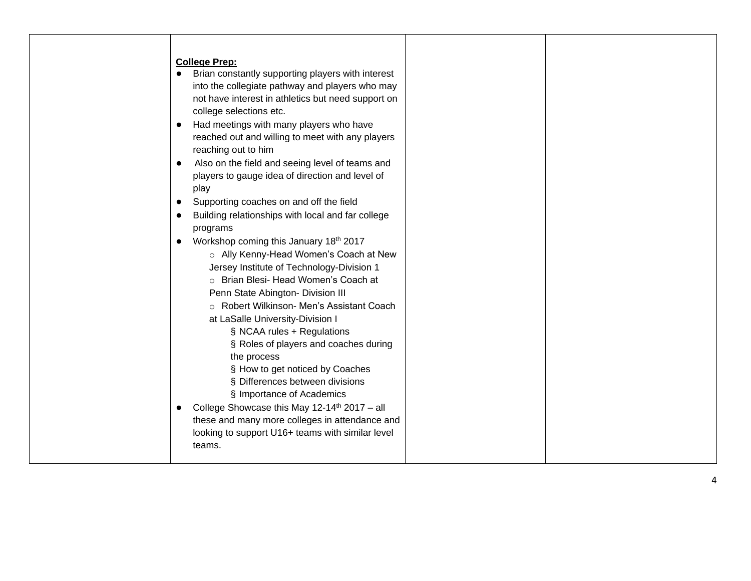| | | | |
|---|---|---|---|
| | **College Prep:**<br>● Brian constantly supporting players with interest into the collegiate pathway and players who may not have interest in athletics but need support on college selections etc.<br>● Had meetings with many players who have reached out and willing to meet with any players reaching out to him<br>● Also on the field and seeing level of teams and players to gauge idea of direction and level of play<br>● Supporting coaches on and off the field<br>● Building relationships with local and far college programs<br>● Workshop coming this January 18th 2017<br>○ Ally Kenny-Head Women's Coach at New Jersey Institute of Technology-Division 1<br>○ Brian Blesi- Head Women's Coach at Penn State Abington- Division III<br>○ Robert Wilkinson- Men's Assistant Coach at LaSalle University-Division I<br>§ NCAA rules + Regulations<br>§ Roles of players and coaches during the process<br>§ How to get noticed by Coaches<br>§ Differences between divisions<br>§ Importance of Academics<br>● College Showcase this May 12-14th 2017 – all these and many more colleges in attendance and looking to support U16+ teams with similar level teams. | | |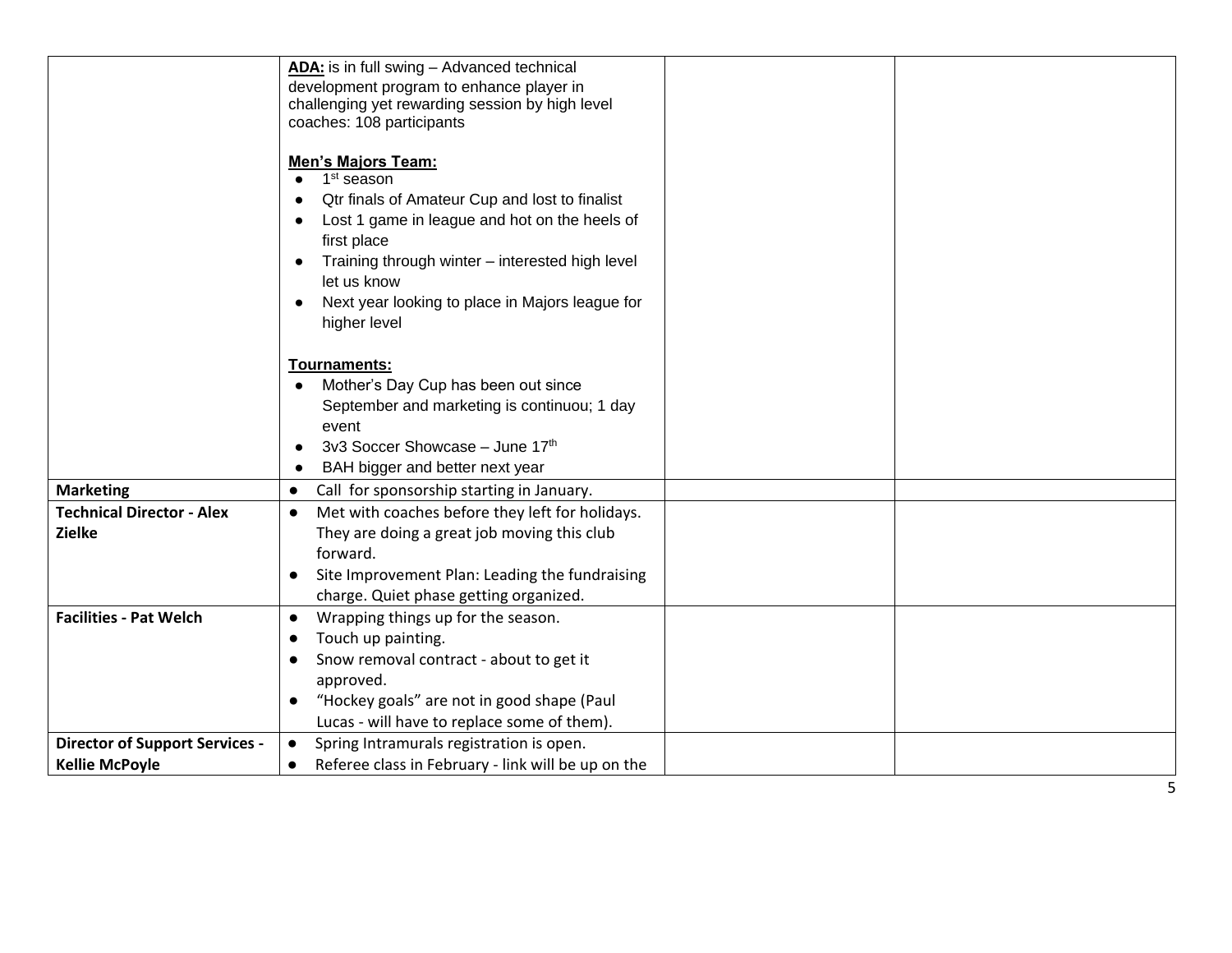| | | | |
|---|---|---|---|
| | **ADA:** is in full swing – Advanced technical development program to enhance player in challenging yet rewarding session by high level coaches: 108 participants<br><br>**Men's Majors Team:**<br>● 1st season<br>● Qtr finals of Amateur Cup and lost to finalist<br>● Lost 1 game in league and hot on the heels of first place<br>● Training through winter – interested high level let us know<br>● Next year looking to place in Majors league for higher level<br><br>**Tournaments:**<br>● Mother's Day Cup has been out since September and marketing is continuou; 1 day event<br>● 3v3 Soccer Showcase – June 17th<br>● BAH bigger and better next year | | |
| **Marketing** | ● Call for sponsorship starting in January. | | |
| **Technical Director - Alex Zielke** | ● Met with coaches before they left for holidays. They are doing a great job moving this club forward.<br>● Site Improvement Plan: Leading the fundraising charge. Quiet phase getting organized. | | |
| **Facilities - Pat Welch** | ● Wrapping things up for the season.<br>● Touch up painting.<br>● Snow removal contract - about to get it approved.<br>● "Hockey goals" are not in good shape (Paul Lucas - will have to replace some of them). | | |
| **Director of Support Services - Kellie McPoyle** | ● Spring Intramurals registration is open.<br>● Referee class in February - link will be up on the | | |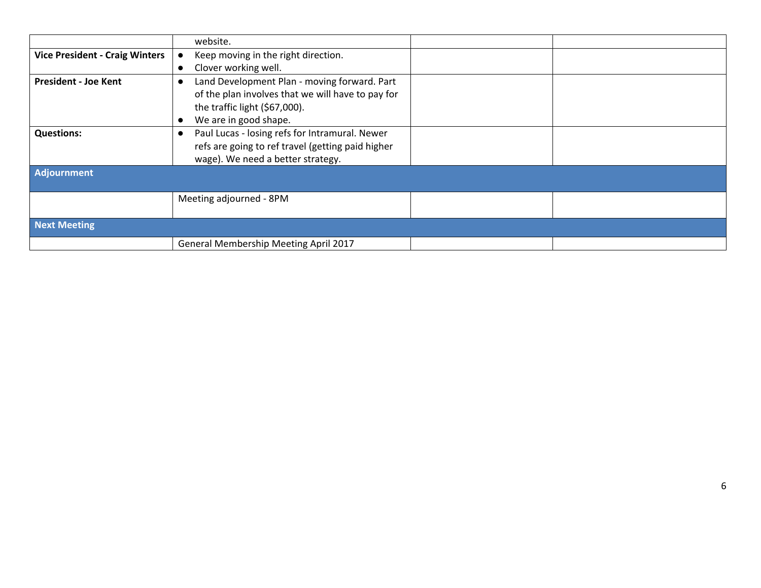| | | | |
|---|---|---|---|
| | website. | | |
| **Vice President - Craig Winters** | ● Keep moving in the right direction.<br>● Clover working well. | | |
| **President - Joe Kent** | ● Land Development Plan - moving forward. Part of the plan involves that we will have to pay for the traffic light ($67,000).<br>● We are in good shape. | | |
| **Questions:** | ● Paul Lucas - losing refs for Intramural. Newer refs are going to ref travel (getting paid higher wage). We need a better strategy. | | |
| **Adjournment** | | | |
| | Meeting adjourned - 8PM | | |
| **Next Meeting** | | | |
| | General Membership Meeting April 2017 | | |